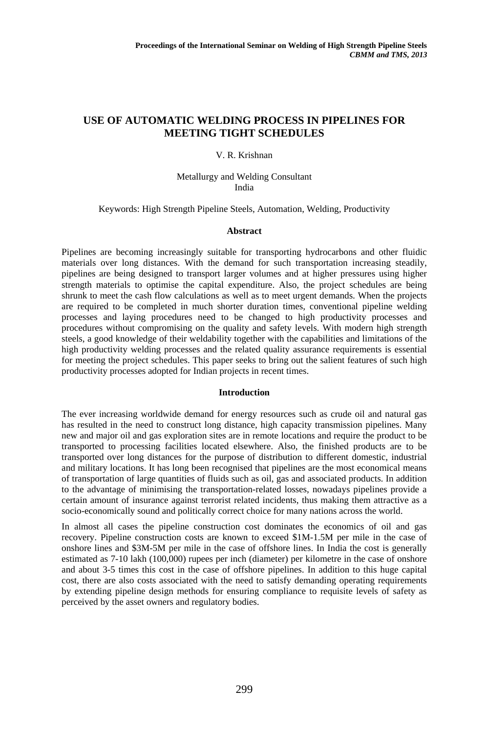# USE OF AUTOMATIC WELDING PROCESS IN PIPELINES FOR MEETING TIGHT SCHEDULES

V. R. Krishnan

Metallurgy and Welding Consultant
India

Keywords: High Strength Pipeline Steels, Automation, Welding, Productivity

## Abstract

Pipelines are becoming increasingly suitable for transporting hydrocarbons and other fluidic materials over long distances. With the demand for such transportation increasing steadily, pipelines are being designed to transport larger volumes and at higher pressures using higher strength materials to optimise the capital expenditure. Also, the project schedules are being shrunk to meet the cash flow calculations as well as to meet urgent demands. When the projects are required to be completed in much shorter duration times, conventional pipeline welding processes and laying procedures need to be changed to high productivity processes and procedures without compromising on the quality and safety levels. With modern high strength steels, a good knowledge of their weldability together with the capabilities and limitations of the high productivity welding processes and the related quality assurance requirements is essential for meeting the project schedules. This paper seeks to bring out the salient features of such high productivity processes adopted for Indian projects in recent times.

## Introduction

The ever increasing worldwide demand for energy resources such as crude oil and natural gas has resulted in the need to construct long distance, high capacity transmission pipelines. Many new and major oil and gas exploration sites are in remote locations and require the product to be transported to processing facilities located elsewhere. Also, the finished products are to be transported over long distances for the purpose of distribution to different domestic, industrial and military locations. It has long been recognised that pipelines are the most economical means of transportation of large quantities of fluids such as oil, gas and associated products. In addition to the advantage of minimising the transportation-related losses, nowadays pipelines provide a certain amount of insurance against terrorist related incidents, thus making them attractive as a socio-economically sound and politically correct choice for many nations across the world.

In almost all cases the pipeline construction cost dominates the economics of oil and gas recovery. Pipeline construction costs are known to exceed $1M-1.5M per mile in the case of onshore lines and $3M-5M per mile in the case of offshore lines. In India the cost is generally estimated as 7-10 lakh (100,000) rupees per inch (diameter) per kilometre in the case of onshore and about 3-5 times this cost in the case of offshore pipelines. In addition to this huge capital cost, there are also costs associated with the need to satisfy demanding operating requirements by extending pipeline design methods for ensuring compliance to requisite levels of safety as perceived by the asset owners and regulatory bodies.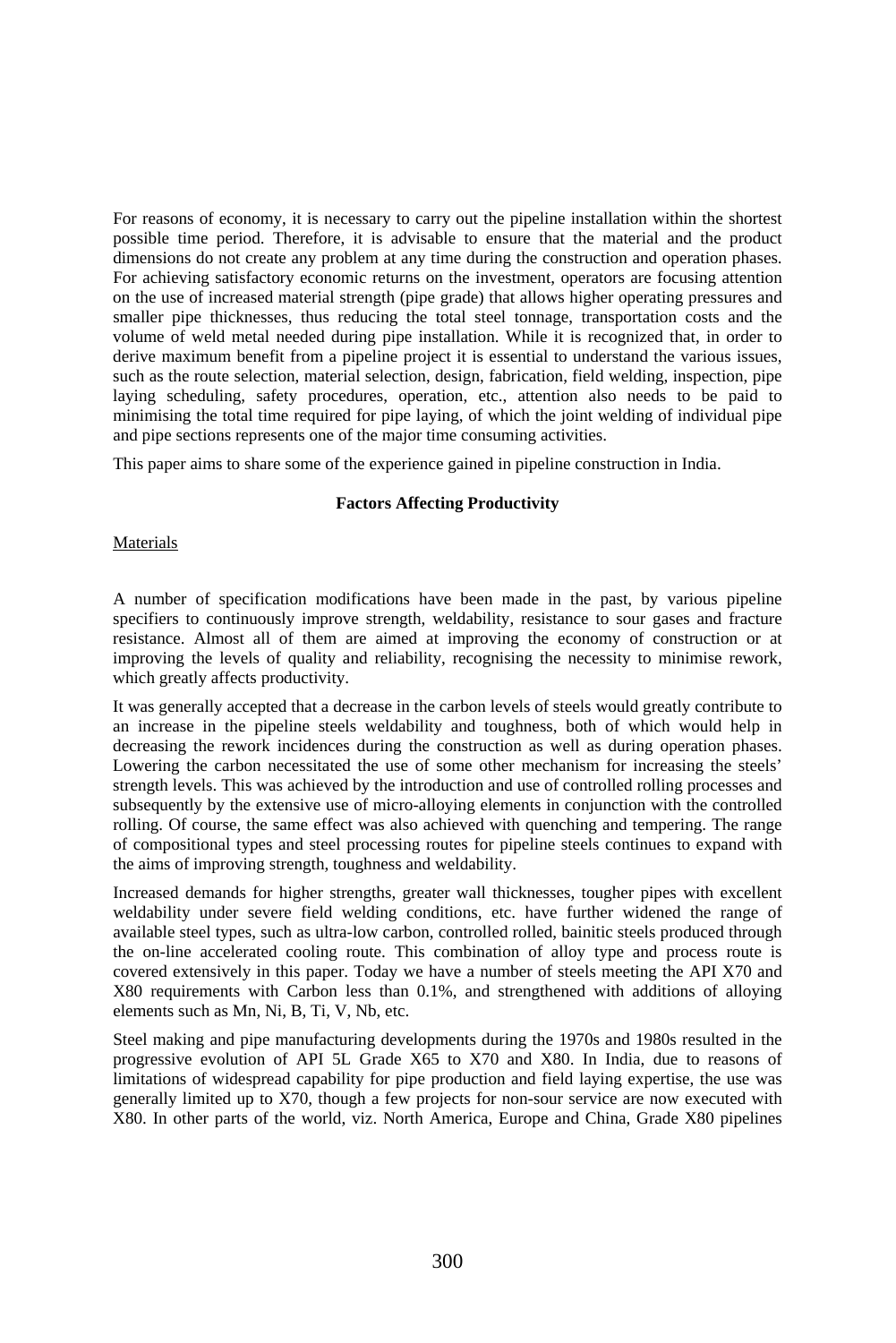For reasons of economy, it is necessary to carry out the pipeline installation within the shortest possible time period. Therefore, it is advisable to ensure that the material and the product dimensions do not create any problem at any time during the construction and operation phases. For achieving satisfactory economic returns on the investment, operators are focusing attention on the use of increased material strength (pipe grade) that allows higher operating pressures and smaller pipe thicknesses, thus reducing the total steel tonnage, transportation costs and the volume of weld metal needed during pipe installation. While it is recognized that, in order to derive maximum benefit from a pipeline project it is essential to understand the various issues, such as the route selection, material selection, design, fabrication, field welding, inspection, pipe laying scheduling, safety procedures, operation, etc., attention also needs to be paid to minimising the total time required for pipe laying, of which the joint welding of individual pipe and pipe sections represents one of the major time consuming activities.

This paper aims to share some of the experience gained in pipeline construction in India.

## Factors Affecting Productivity

### Materials

A number of specification modifications have been made in the past, by various pipeline specifiers to continuously improve strength, weldability, resistance to sour gases and fracture resistance. Almost all of them are aimed at improving the economy of construction or at improving the levels of quality and reliability, recognising the necessity to minimise rework, which greatly affects productivity.

It was generally accepted that a decrease in the carbon levels of steels would greatly contribute to an increase in the pipeline steels weldability and toughness, both of which would help in decreasing the rework incidences during the construction as well as during operation phases. Lowering the carbon necessitated the use of some other mechanism for increasing the steels' strength levels. This was achieved by the introduction and use of controlled rolling processes and subsequently by the extensive use of micro-alloying elements in conjunction with the controlled rolling. Of course, the same effect was also achieved with quenching and tempering. The range of compositional types and steel processing routes for pipeline steels continues to expand with the aims of improving strength, toughness and weldability.

Increased demands for higher strengths, greater wall thicknesses, tougher pipes with excellent weldability under severe field welding conditions, etc. have further widened the range of available steel types, such as ultra-low carbon, controlled rolled, bainitic steels produced through the on-line accelerated cooling route. This combination of alloy type and process route is covered extensively in this paper. Today we have a number of steels meeting the API X70 and X80 requirements with Carbon less than 0.1%, and strengthened with additions of alloying elements such as Mn, Ni, B, Ti, V, Nb, etc.

Steel making and pipe manufacturing developments during the 1970s and 1980s resulted in the progressive evolution of API 5L Grade X65 to X70 and X80. In India, due to reasons of limitations of widespread capability for pipe production and field laying expertise, the use was generally limited up to X70, though a few projects for non-sour service are now executed with X80. In other parts of the world, viz. North America, Europe and China, Grade X80 pipelines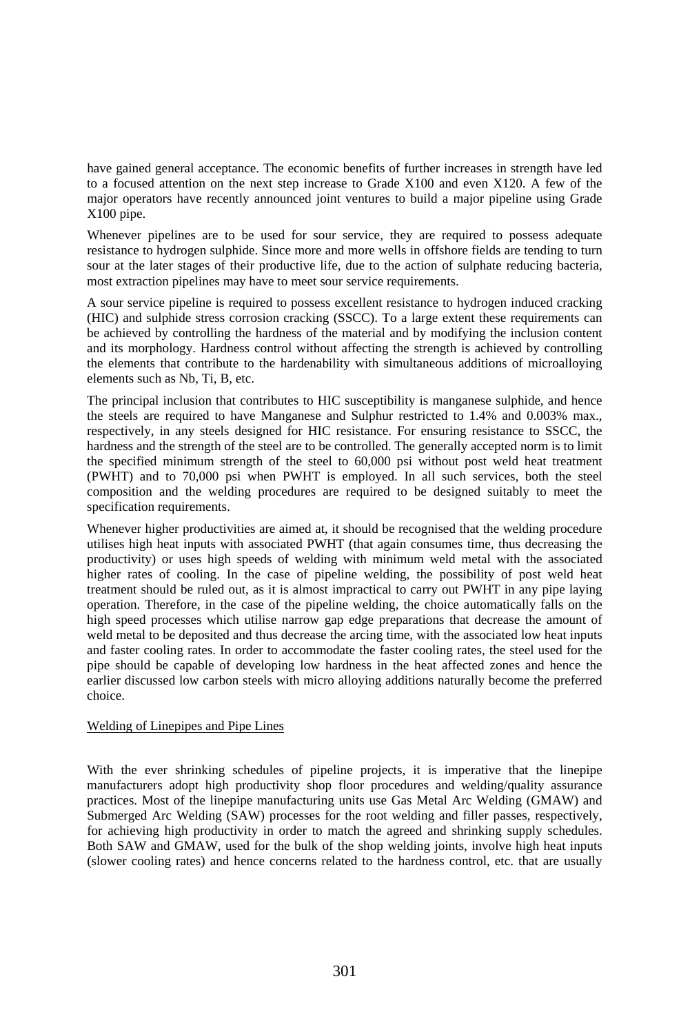have gained general acceptance. The economic benefits of further increases in strength have led to a focused attention on the next step increase to Grade X100 and even X120. A few of the major operators have recently announced joint ventures to build a major pipeline using Grade X100 pipe.

Whenever pipelines are to be used for sour service, they are required to possess adequate resistance to hydrogen sulphide. Since more and more wells in offshore fields are tending to turn sour at the later stages of their productive life, due to the action of sulphate reducing bacteria, most extraction pipelines may have to meet sour service requirements.

A sour service pipeline is required to possess excellent resistance to hydrogen induced cracking (HIC) and sulphide stress corrosion cracking (SSCC). To a large extent these requirements can be achieved by controlling the hardness of the material and by modifying the inclusion content and its morphology. Hardness control without affecting the strength is achieved by controlling the elements that contribute to the hardenability with simultaneous additions of microalloying elements such as Nb, Ti, B, etc.

The principal inclusion that contributes to HIC susceptibility is manganese sulphide, and hence the steels are required to have Manganese and Sulphur restricted to 1.4% and 0.003% max., respectively, in any steels designed for HIC resistance. For ensuring resistance to SSCC, the hardness and the strength of the steel are to be controlled. The generally accepted norm is to limit the specified minimum strength of the steel to 60,000 psi without post weld heat treatment (PWHT) and to 70,000 psi when PWHT is employed. In all such services, both the steel composition and the welding procedures are required to be designed suitably to meet the specification requirements.

Whenever higher productivities are aimed at, it should be recognised that the welding procedure utilises high heat inputs with associated PWHT (that again consumes time, thus decreasing the productivity) or uses high speeds of welding with minimum weld metal with the associated higher rates of cooling. In the case of pipeline welding, the possibility of post weld heat treatment should be ruled out, as it is almost impractical to carry out PWHT in any pipe laying operation. Therefore, in the case of the pipeline welding, the choice automatically falls on the high speed processes which utilise narrow gap edge preparations that decrease the amount of weld metal to be deposited and thus decrease the arcing time, with the associated low heat inputs and faster cooling rates. In order to accommodate the faster cooling rates, the steel used for the pipe should be capable of developing low hardness in the heat affected zones and hence the earlier discussed low carbon steels with micro alloying additions naturally become the preferred choice.

## Welding of Linepipes and Pipe Lines

With the ever shrinking schedules of pipeline projects, it is imperative that the linepipe manufacturers adopt high productivity shop floor procedures and welding/quality assurance practices. Most of the linepipe manufacturing units use Gas Metal Arc Welding (GMAW) and Submerged Arc Welding (SAW) processes for the root welding and filler passes, respectively, for achieving high productivity in order to match the agreed and shrinking supply schedules. Both SAW and GMAW, used for the bulk of the shop welding joints, involve high heat inputs (slower cooling rates) and hence concerns related to the hardness control, etc. that are usually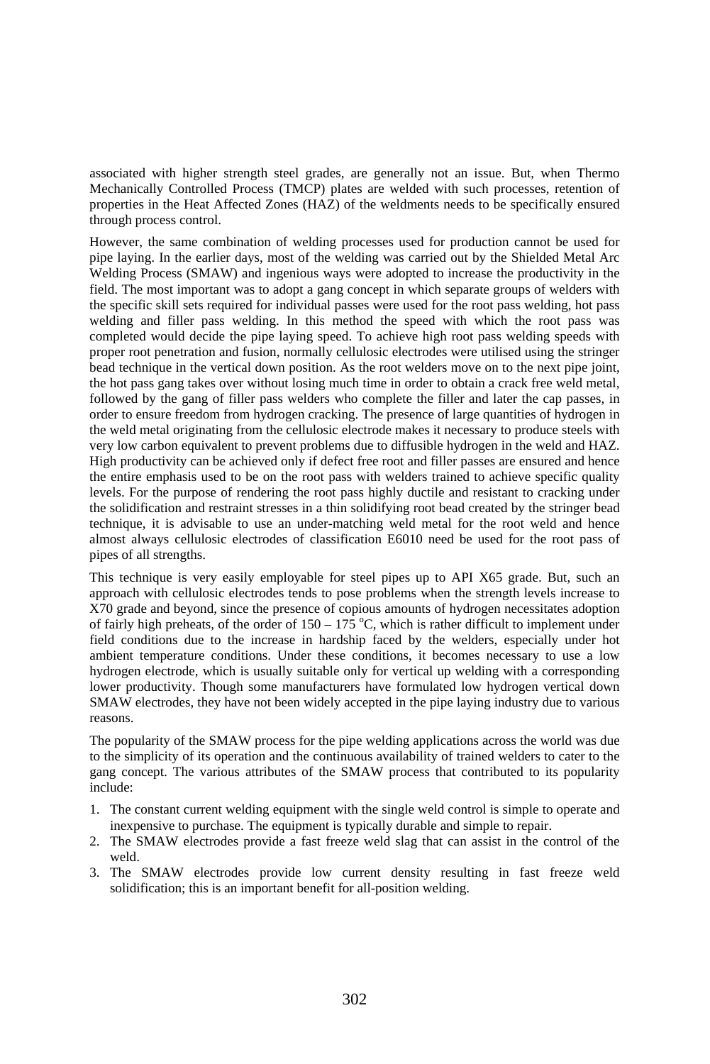associated with higher strength steel grades, are generally not an issue. But, when Thermo Mechanically Controlled Process (TMCP) plates are welded with such processes, retention of properties in the Heat Affected Zones (HAZ) of the weldments needs to be specifically ensured through process control.

However, the same combination of welding processes used for production cannot be used for pipe laying. In the earlier days, most of the welding was carried out by the Shielded Metal Arc Welding Process (SMAW) and ingenious ways were adopted to increase the productivity in the field. The most important was to adopt a gang concept in which separate groups of welders with the specific skill sets required for individual passes were used for the root pass welding, hot pass welding and filler pass welding. In this method the speed with which the root pass was completed would decide the pipe laying speed. To achieve high root pass welding speeds with proper root penetration and fusion, normally cellulosic electrodes were utilised using the stringer bead technique in the vertical down position. As the root welders move on to the next pipe joint, the hot pass gang takes over without losing much time in order to obtain a crack free weld metal, followed by the gang of filler pass welders who complete the filler and later the cap passes, in order to ensure freedom from hydrogen cracking. The presence of large quantities of hydrogen in the weld metal originating from the cellulosic electrode makes it necessary to produce steels with very low carbon equivalent to prevent problems due to diffusible hydrogen in the weld and HAZ. High productivity can be achieved only if defect free root and filler passes are ensured and hence the entire emphasis used to be on the root pass with welders trained to achieve specific quality levels. For the purpose of rendering the root pass highly ductile and resistant to cracking under the solidification and restraint stresses in a thin solidifying root bead created by the stringer bead technique, it is advisable to use an under-matching weld metal for the root weld and hence almost always cellulosic electrodes of classification E6010 need be used for the root pass of pipes of all strengths.

This technique is very easily employable for steel pipes up to API X65 grade. But, such an approach with cellulosic electrodes tends to pose problems when the strength levels increase to X70 grade and beyond, since the presence of copious amounts of hydrogen necessitates adoption of fairly high preheats, of the order of 150 – 175 $^{o}$C, which is rather difficult to implement under field conditions due to the increase in hardship faced by the welders, especially under hot ambient temperature conditions. Under these conditions, it becomes necessary to use a low hydrogen electrode, which is usually suitable only for vertical up welding with a corresponding lower productivity. Though some manufacturers have formulated low hydrogen vertical down SMAW electrodes, they have not been widely accepted in the pipe laying industry due to various reasons.

The popularity of the SMAW process for the pipe welding applications across the world was due to the simplicity of its operation and the continuous availability of trained welders to cater to the gang concept. The various attributes of the SMAW process that contributed to its popularity include:

1. The constant current welding equipment with the single weld control is simple to operate and inexpensive to purchase. The equipment is typically durable and simple to repair.
2. The SMAW electrodes provide a fast freeze weld slag that can assist in the control of the weld.
3. The SMAW electrodes provide low current density resulting in fast freeze weld solidification; this is an important benefit for all-position welding.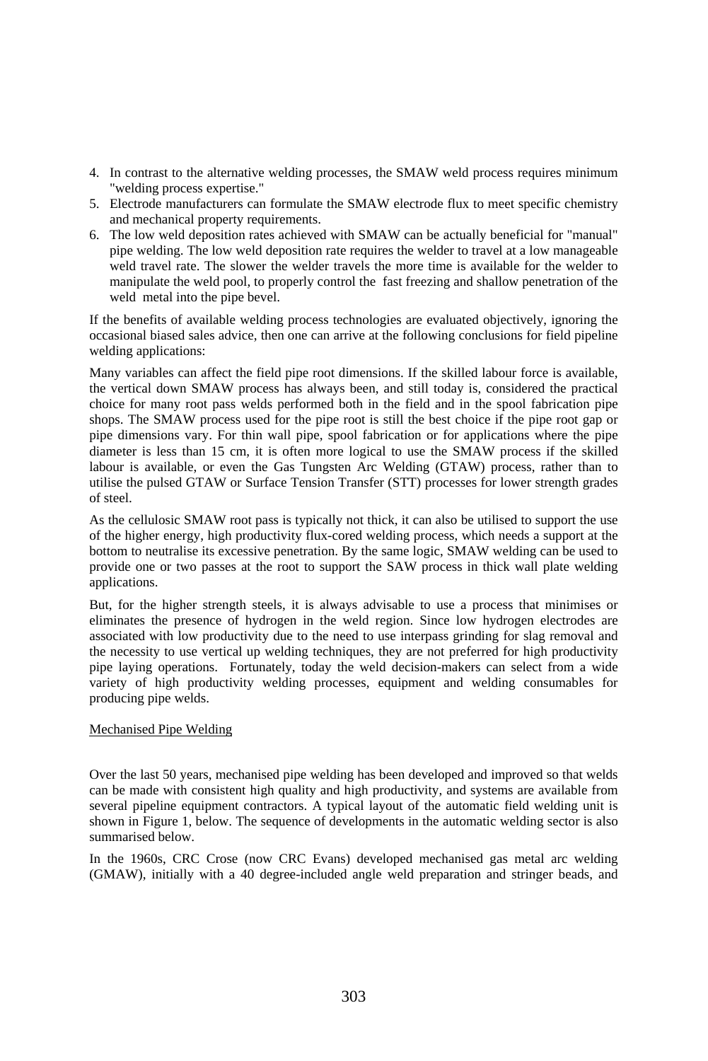4. In contrast to the alternative welding processes, the SMAW weld process requires minimum "welding process expertise."
5. Electrode manufacturers can formulate the SMAW electrode flux to meet specific chemistry and mechanical property requirements.
6. The low weld deposition rates achieved with SMAW can be actually beneficial for "manual" pipe welding. The low weld deposition rate requires the welder to travel at a low manageable weld travel rate. The slower the welder travels the more time is available for the welder to manipulate the weld pool, to properly control the fast freezing and shallow penetration of the weld metal into the pipe bevel.

If the benefits of available welding process technologies are evaluated objectively, ignoring the occasional biased sales advice, then one can arrive at the following conclusions for field pipeline welding applications:

Many variables can affect the field pipe root dimensions. If the skilled labour force is available, the vertical down SMAW process has always been, and still today is, considered the practical choice for many root pass welds performed both in the field and in the spool fabrication pipe shops. The SMAW process used for the pipe root is still the best choice if the pipe root gap or pipe dimensions vary. For thin wall pipe, spool fabrication or for applications where the pipe diameter is less than 15 cm, it is often more logical to use the SMAW process if the skilled labour is available, or even the Gas Tungsten Arc Welding (GTAW) process, rather than to utilise the pulsed GTAW or Surface Tension Transfer (STT) processes for lower strength grades of steel.

As the cellulosic SMAW root pass is typically not thick, it can also be utilised to support the use of the higher energy, high productivity flux-cored welding process, which needs a support at the bottom to neutralise its excessive penetration. By the same logic, SMAW welding can be used to provide one or two passes at the root to support the SAW process in thick wall plate welding applications.

But, for the higher strength steels, it is always advisable to use a process that minimises or eliminates the presence of hydrogen in the weld region. Since low hydrogen electrodes are associated with low productivity due to the need to use interpass grinding for slag removal and the necessity to use vertical up welding techniques, they are not preferred for high productivity pipe laying operations. Fortunately, today the weld decision-makers can select from a wide variety of high productivity welding processes, equipment and welding consumables for producing pipe welds.

## Mechanised Pipe Welding

Over the last 50 years, mechanised pipe welding has been developed and improved so that welds can be made with consistent high quality and high productivity, and systems are available from several pipeline equipment contractors. A typical layout of the automatic field welding unit is shown in Figure 1, below. The sequence of developments in the automatic welding sector is also summarised below.

In the 1960s, CRC Crose (now CRC Evans) developed mechanised gas metal arc welding (GMAW), initially with a 40 degree-included angle weld preparation and stringer beads, and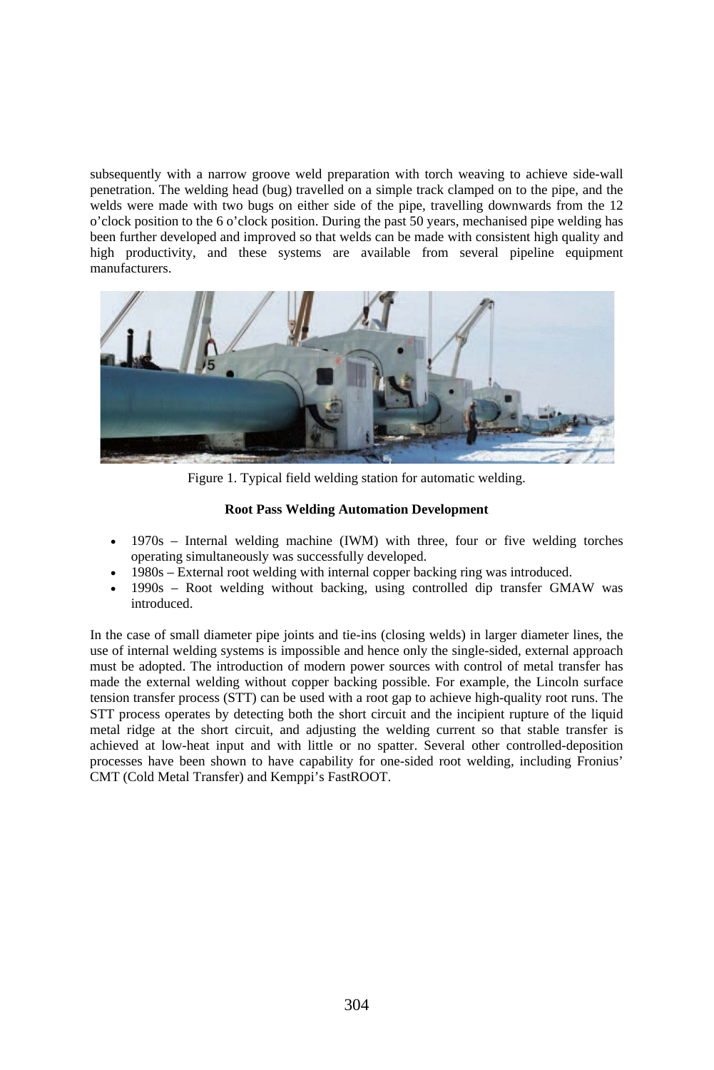subsequently with a narrow groove weld preparation with torch weaving to achieve side-wall penetration. The welding head (bug) travelled on a simple track clamped on to the pipe, and the welds were made with two bugs on either side of the pipe, travelling downwards from the 12 o'clock position to the 6 o'clock position. During the past 50 years, mechanised pipe welding has been further developed and improved so that welds can be made with consistent high quality and high productivity, and these systems are available from several pipeline equipment manufacturers.

Figure 1. Typical field welding station for automatic welding.

**Root Pass Welding Automation Development**

- 1970s – Internal welding machine (IWM) with three, four or five welding torches operating simultaneously was successfully developed.
- 1980s – External root welding with internal copper backing ring was introduced.
- 1990s – Root welding without backing, using controlled dip transfer GMAW was introduced.

In the case of small diameter pipe joints and tie-ins (closing welds) in larger diameter lines, the use of internal welding systems is impossible and hence only the single-sided, external approach must be adopted. The introduction of modern power sources with control of metal transfer has made the external welding without copper backing possible. For example, the Lincoln surface tension transfer process (STT) can be used with a root gap to achieve high-quality root runs. The STT process operates by detecting both the short circuit and the incipient rupture of the liquid metal ridge at the short circuit, and adjusting the welding current so that stable transfer is achieved at low-heat input and with little or no spatter. Several other controlled-deposition processes have been shown to have capability for one-sided root welding, including Fronius' CMT (Cold Metal Transfer) and Kemppi's FastROOT.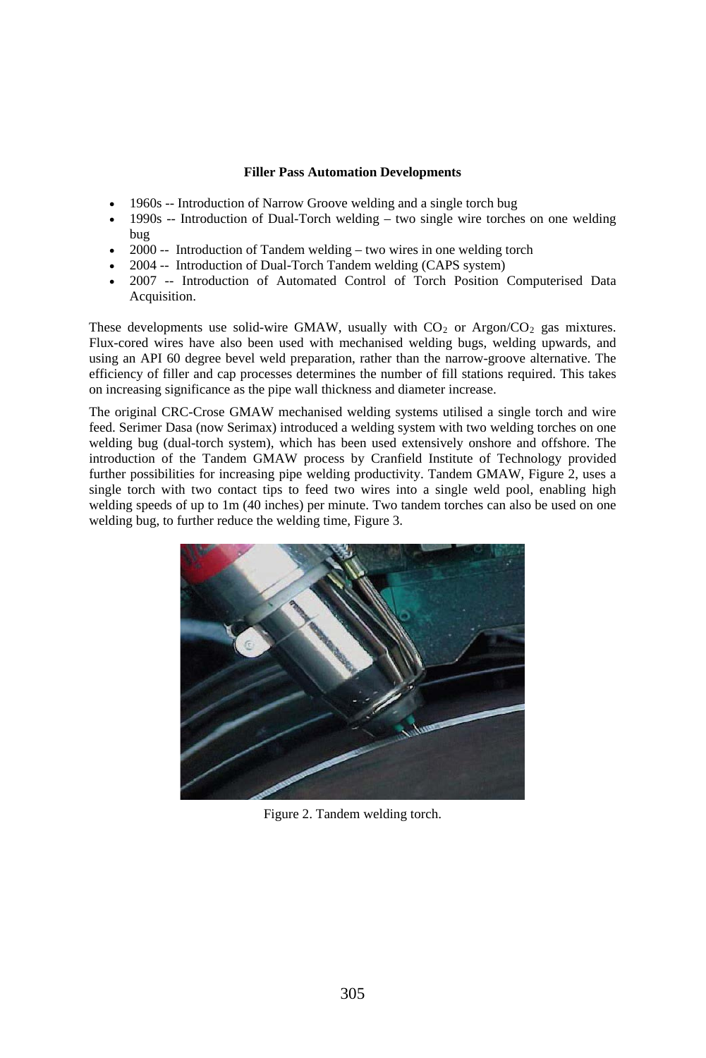**Filler Pass Automation Developments**

- 1960s -- Introduction of Narrow Groove welding and a single torch bug
- 1990s -- Introduction of Dual-Torch welding – two single wire torches on one welding bug
- 2000 -- Introduction of Tandem welding – two wires in one welding torch
- 2004 -- Introduction of Dual-Torch Tandem welding (CAPS system)
- 2007 -- Introduction of Automated Control of Torch Position Computerised Data Acquisition.

These developments use solid-wire GMAW, usually with $CO_2$ or Argon/$CO_2$ gas mixtures. Flux-cored wires have also been used with mechanised welding bugs, welding upwards, and using an API 60 degree bevel weld preparation, rather than the narrow-groove alternative. The efficiency of filler and cap processes determines the number of fill stations required. This takes on increasing significance as the pipe wall thickness and diameter increase.

The original CRC-Crose GMAW mechanised welding systems utilised a single torch and wire feed. Serimer Dasa (now Serimax) introduced a welding system with two welding torches on one welding bug (dual-torch system), which has been used extensively onshore and offshore. The introduction of the Tandem GMAW process by Cranfield Institute of Technology provided further possibilities for increasing pipe welding productivity. Tandem GMAW, Figure 2, uses a single torch with two contact tips to feed two wires into a single weld pool, enabling high welding speeds of up to 1m (40 inches) per minute. Two tandem torches can also be used on one welding bug, to further reduce the welding time, Figure 3.

Figure 2. Tandem welding torch.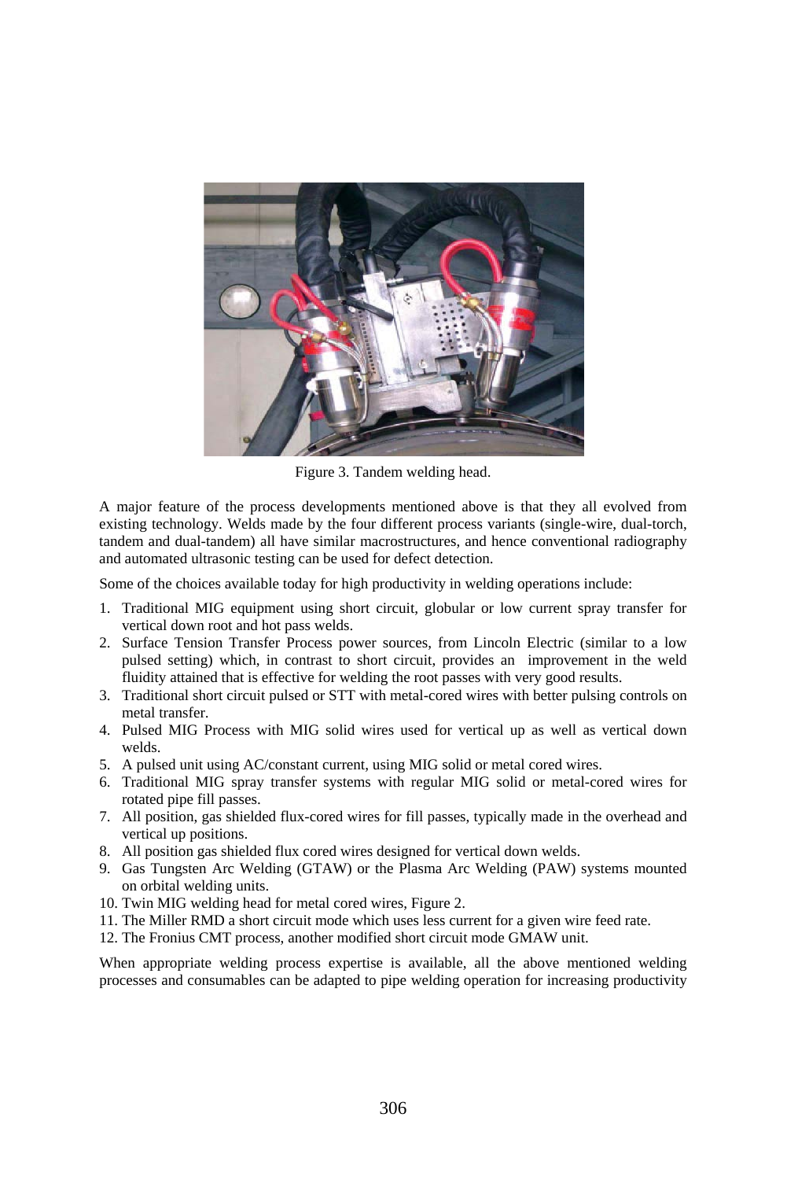Figure 3. Tandem welding head.

A major feature of the process developments mentioned above is that they all evolved from existing technology. Welds made by the four different process variants (single-wire, dual-torch, tandem and dual-tandem) all have similar macrostructures, and hence conventional radiography and automated ultrasonic testing can be used for defect detection.

Some of the choices available today for high productivity in welding operations include:

1. Traditional MIG equipment using short circuit, globular or low current spray transfer for vertical down root and hot pass welds.
2. Surface Tension Transfer Process power sources, from Lincoln Electric (similar to a low pulsed setting) which, in contrast to short circuit, provides an improvement in the weld fluidity attained that is effective for welding the root passes with very good results.
3. Traditional short circuit pulsed or STT with metal-cored wires with better pulsing controls on metal transfer.
4. Pulsed MIG Process with MIG solid wires used for vertical up as well as vertical down welds.
5. A pulsed unit using AC/constant current, using MIG solid or metal cored wires.
6. Traditional MIG spray transfer systems with regular MIG solid or metal-cored wires for rotated pipe fill passes.
7. All position, gas shielded flux-cored wires for fill passes, typically made in the overhead and vertical up positions.
8. All position gas shielded flux cored wires designed for vertical down welds.
9. Gas Tungsten Arc Welding (GTAW) or the Plasma Arc Welding (PAW) systems mounted on orbital welding units.
10. Twin MIG welding head for metal cored wires, Figure 2.
11. The Miller RMD a short circuit mode which uses less current for a given wire feed rate.
12. The Fronius CMT process, another modified short circuit mode GMAW unit.

When appropriate welding process expertise is available, all the above mentioned welding processes and consumables can be adapted to pipe welding operation for increasing productivity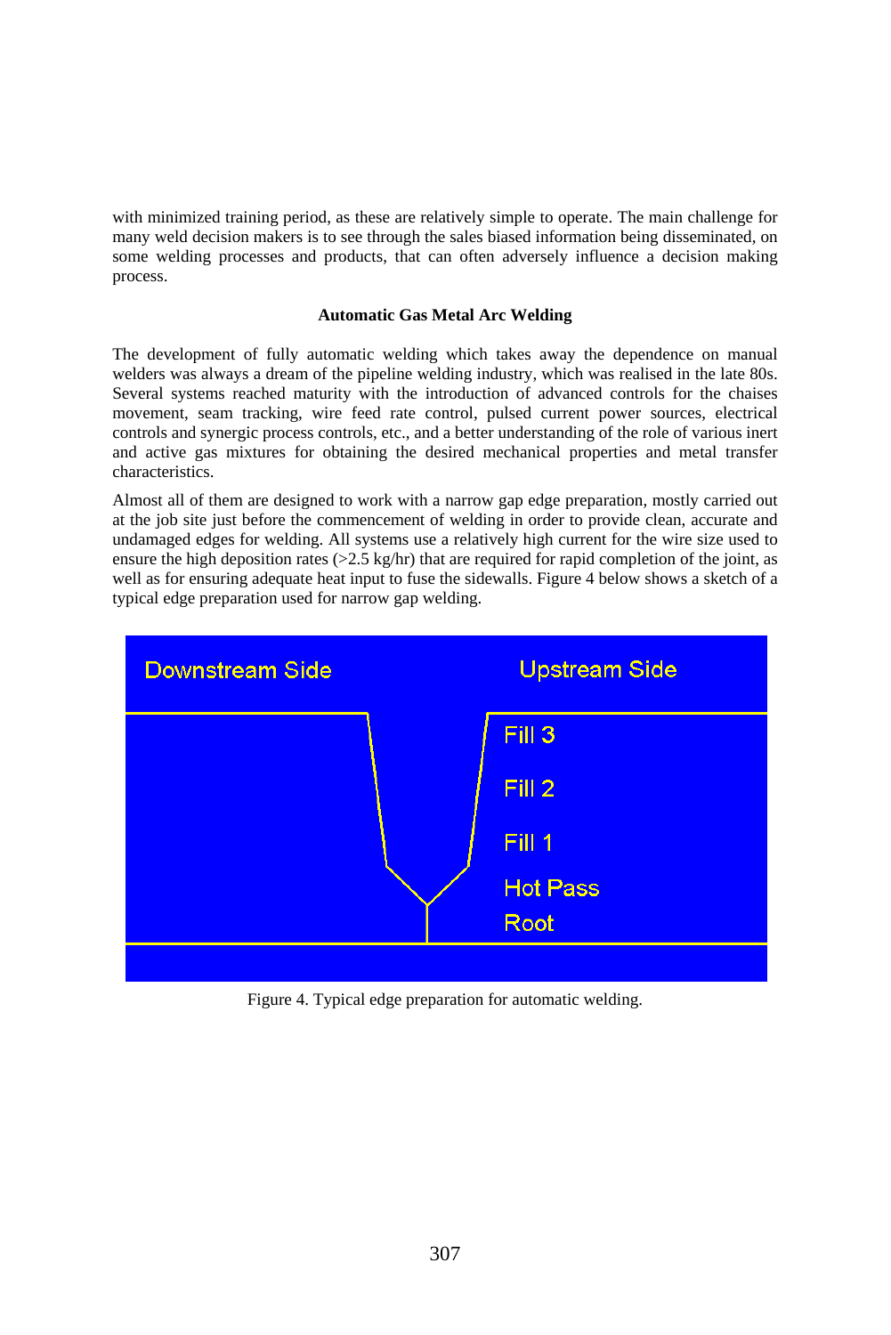with minimized training period, as these are relatively simple to operate. The main challenge for many weld decision makers is to see through the sales biased information being disseminated, on some welding processes and products, that can often adversely influence a decision making process.

### Automatic Gas Metal Arc Welding

The development of fully automatic welding which takes away the dependence on manual welders was always a dream of the pipeline welding industry, which was realised in the late 80s. Several systems reached maturity with the introduction of advanced controls for the chaises movement, seam tracking, wire feed rate control, pulsed current power sources, electrical controls and synergic process controls, etc., and a better understanding of the role of various inert and active gas mixtures for obtaining the desired mechanical properties and metal transfer characteristics.

Almost all of them are designed to work with a narrow gap edge preparation, mostly carried out at the job site just before the commencement of welding in order to provide clean, accurate and undamaged edges for welding. All systems use a relatively high current for the wire size used to ensure the high deposition rates (>2.5 kg/hr) that are required for rapid completion of the joint, as well as for ensuring adequate heat input to fuse the sidewalls. Figure 4 below shows a sketch of a typical edge preparation used for narrow gap welding.

Figure 4. Typical edge preparation for automatic welding.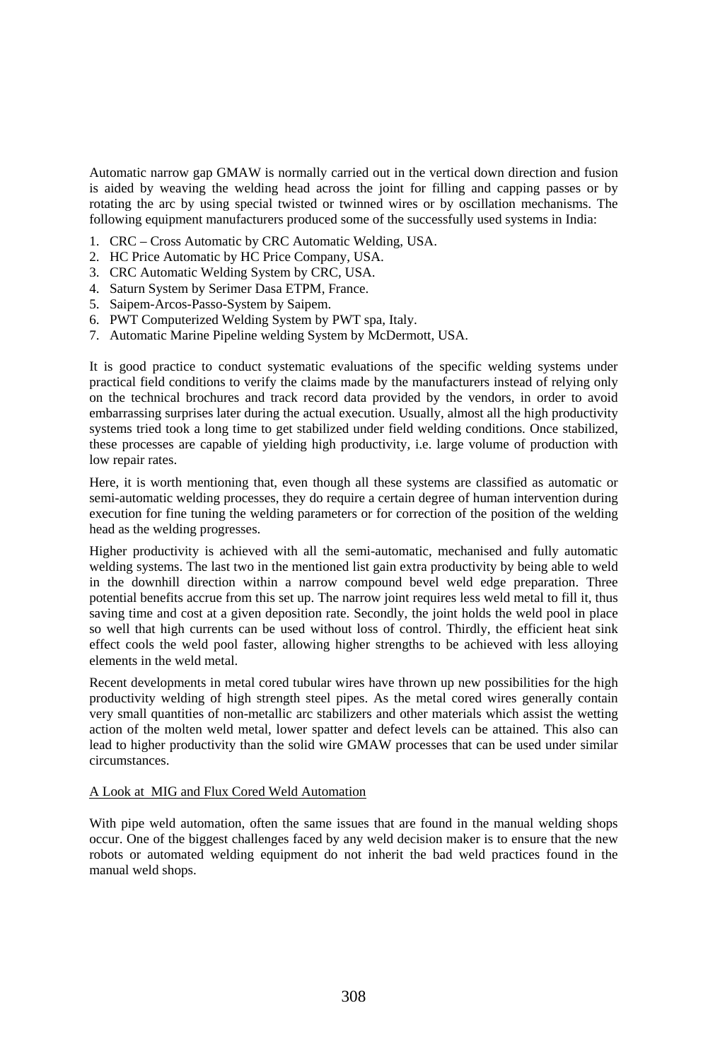Automatic narrow gap GMAW is normally carried out in the vertical down direction and fusion is aided by weaving the welding head across the joint for filling and capping passes or by rotating the arc by using special twisted or twinned wires or by oscillation mechanisms. The following equipment manufacturers produced some of the successfully used systems in India:

1. CRC – Cross Automatic by CRC Automatic Welding, USA.
2. HC Price Automatic by HC Price Company, USA.
3. CRC Automatic Welding System by CRC, USA.
4. Saturn System by Serimer Dasa ETPM, France.
5. Saipem-Arcos-Passo-System by Saipem.
6. PWT Computerized Welding System by PWT spa, Italy.
7. Automatic Marine Pipeline welding System by McDermott, USA.

It is good practice to conduct systematic evaluations of the specific welding systems under practical field conditions to verify the claims made by the manufacturers instead of relying only on the technical brochures and track record data provided by the vendors, in order to avoid embarrassing surprises later during the actual execution. Usually, almost all the high productivity systems tried took a long time to get stabilized under field welding conditions. Once stabilized, these processes are capable of yielding high productivity, i.e. large volume of production with low repair rates.

Here, it is worth mentioning that, even though all these systems are classified as automatic or semi-automatic welding processes, they do require a certain degree of human intervention during execution for fine tuning the welding parameters or for correction of the position of the welding head as the welding progresses.

Higher productivity is achieved with all the semi-automatic, mechanised and fully automatic welding systems. The last two in the mentioned list gain extra productivity by being able to weld in the downhill direction within a narrow compound bevel weld edge preparation. Three potential benefits accrue from this set up. The narrow joint requires less weld metal to fill it, thus saving time and cost at a given deposition rate. Secondly, the joint holds the weld pool in place so well that high currents can be used without loss of control. Thirdly, the efficient heat sink effect cools the weld pool faster, allowing higher strengths to be achieved with less alloying elements in the weld metal.

Recent developments in metal cored tubular wires have thrown up new possibilities for the high productivity welding of high strength steel pipes. As the metal cored wires generally contain very small quantities of non-metallic arc stabilizers and other materials which assist the wetting action of the molten weld metal, lower spatter and defect levels can be attained. This also can lead to higher productivity than the solid wire GMAW processes that can be used under similar circumstances.

## A Look at MIG and Flux Cored Weld Automation

With pipe weld automation, often the same issues that are found in the manual welding shops occur. One of the biggest challenges faced by any weld decision maker is to ensure that the new robots or automated welding equipment do not inherit the bad weld practices found in the manual weld shops.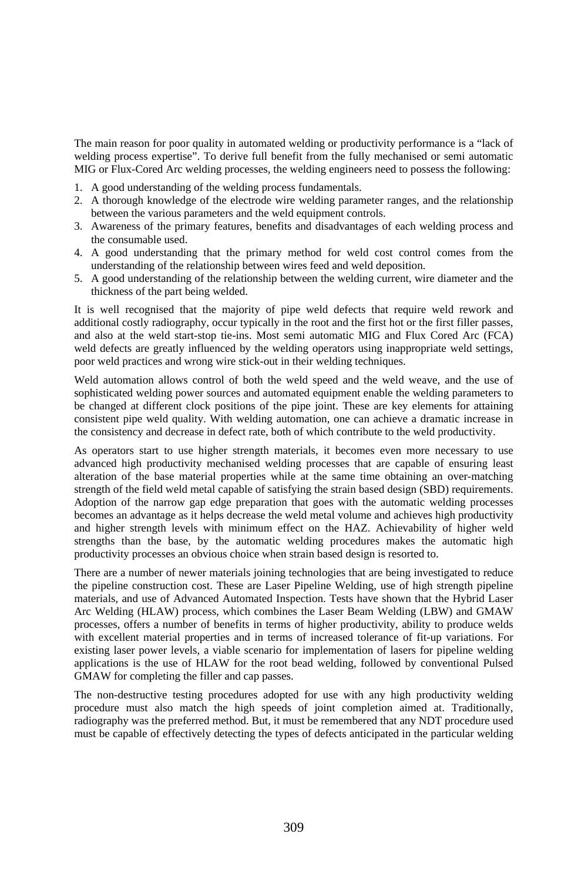The main reason for poor quality in automated welding or productivity performance is a "lack of welding process expertise". To derive full benefit from the fully mechanised or semi automatic MIG or Flux-Cored Arc welding processes, the welding engineers need to possess the following:

1. A good understanding of the welding process fundamentals.
2. A thorough knowledge of the electrode wire welding parameter ranges, and the relationship between the various parameters and the weld equipment controls.
3. Awareness of the primary features, benefits and disadvantages of each welding process and the consumable used.
4. A good understanding that the primary method for weld cost control comes from the understanding of the relationship between wires feed and weld deposition.
5. A good understanding of the relationship between the welding current, wire diameter and the thickness of the part being welded.

It is well recognised that the majority of pipe weld defects that require weld rework and additional costly radiography, occur typically in the root and the first hot or the first filler passes, and also at the weld start-stop tie-ins. Most semi automatic MIG and Flux Cored Arc (FCA) weld defects are greatly influenced by the welding operators using inappropriate weld settings, poor weld practices and wrong wire stick-out in their welding techniques.

Weld automation allows control of both the weld speed and the weld weave, and the use of sophisticated welding power sources and automated equipment enable the welding parameters to be changed at different clock positions of the pipe joint. These are key elements for attaining consistent pipe weld quality. With welding automation, one can achieve a dramatic increase in the consistency and decrease in defect rate, both of which contribute to the weld productivity.

As operators start to use higher strength materials, it becomes even more necessary to use advanced high productivity mechanised welding processes that are capable of ensuring least alteration of the base material properties while at the same time obtaining an over-matching strength of the field weld metal capable of satisfying the strain based design (SBD) requirements. Adoption of the narrow gap edge preparation that goes with the automatic welding processes becomes an advantage as it helps decrease the weld metal volume and achieves high productivity and higher strength levels with minimum effect on the HAZ. Achievability of higher weld strengths than the base, by the automatic welding procedures makes the automatic high productivity processes an obvious choice when strain based design is resorted to.

There are a number of newer materials joining technologies that are being investigated to reduce the pipeline construction cost. These are Laser Pipeline Welding, use of high strength pipeline materials, and use of Advanced Automated Inspection. Tests have shown that the Hybrid Laser Arc Welding (HLAW) process, which combines the Laser Beam Welding (LBW) and GMAW processes, offers a number of benefits in terms of higher productivity, ability to produce welds with excellent material properties and in terms of increased tolerance of fit-up variations. For existing laser power levels, a viable scenario for implementation of lasers for pipeline welding applications is the use of HLAW for the root bead welding, followed by conventional Pulsed GMAW for completing the filler and cap passes.

The non-destructive testing procedures adopted for use with any high productivity welding procedure must also match the high speeds of joint completion aimed at. Traditionally, radiography was the preferred method. But, it must be remembered that any NDT procedure used must be capable of effectively detecting the types of defects anticipated in the particular welding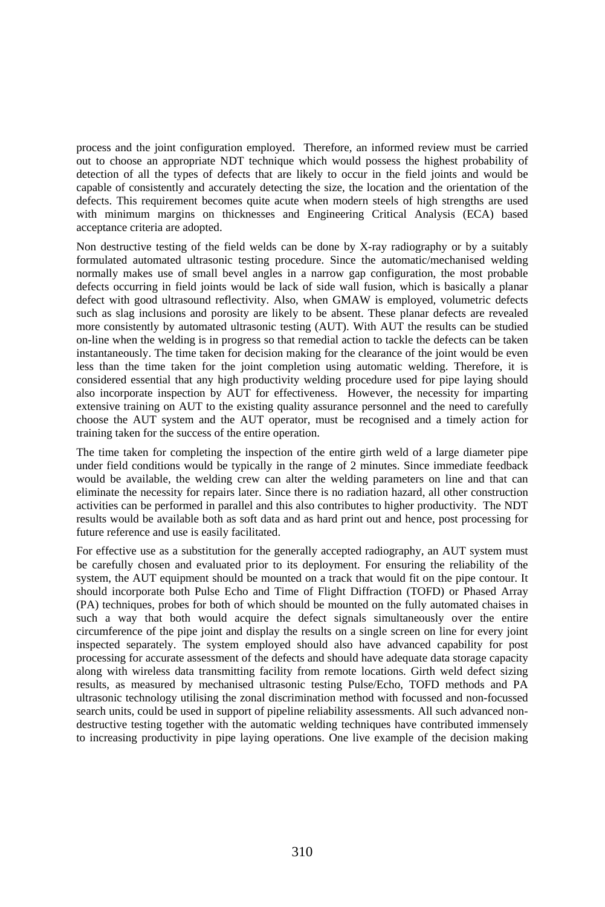process and the joint configuration employed. Therefore, an informed review must be carried out to choose an appropriate NDT technique which would possess the highest probability of detection of all the types of defects that are likely to occur in the field joints and would be capable of consistently and accurately detecting the size, the location and the orientation of the defects. This requirement becomes quite acute when modern steels of high strengths are used with minimum margins on thicknesses and Engineering Critical Analysis (ECA) based acceptance criteria are adopted.

Non destructive testing of the field welds can be done by X-ray radiography or by a suitably formulated automated ultrasonic testing procedure. Since the automatic/mechanised welding normally makes use of small bevel angles in a narrow gap configuration, the most probable defects occurring in field joints would be lack of side wall fusion, which is basically a planar defect with good ultrasound reflectivity. Also, when GMAW is employed, volumetric defects such as slag inclusions and porosity are likely to be absent. These planar defects are revealed more consistently by automated ultrasonic testing (AUT). With AUT the results can be studied on-line when the welding is in progress so that remedial action to tackle the defects can be taken instantaneously. The time taken for decision making for the clearance of the joint would be even less than the time taken for the joint completion using automatic welding. Therefore, it is considered essential that any high productivity welding procedure used for pipe laying should also incorporate inspection by AUT for effectiveness. However, the necessity for imparting extensive training on AUT to the existing quality assurance personnel and the need to carefully choose the AUT system and the AUT operator, must be recognised and a timely action for training taken for the success of the entire operation.

The time taken for completing the inspection of the entire girth weld of a large diameter pipe under field conditions would be typically in the range of 2 minutes. Since immediate feedback would be available, the welding crew can alter the welding parameters on line and that can eliminate the necessity for repairs later. Since there is no radiation hazard, all other construction activities can be performed in parallel and this also contributes to higher productivity. The NDT results would be available both as soft data and as hard print out and hence, post processing for future reference and use is easily facilitated.

For effective use as a substitution for the generally accepted radiography, an AUT system must be carefully chosen and evaluated prior to its deployment. For ensuring the reliability of the system, the AUT equipment should be mounted on a track that would fit on the pipe contour. It should incorporate both Pulse Echo and Time of Flight Diffraction (TOFD) or Phased Array (PA) techniques, probes for both of which should be mounted on the fully automated chaises in such a way that both would acquire the defect signals simultaneously over the entire circumference of the pipe joint and display the results on a single screen on line for every joint inspected separately. The system employed should also have advanced capability for post processing for accurate assessment of the defects and should have adequate data storage capacity along with wireless data transmitting facility from remote locations. Girth weld defect sizing results, as measured by mechanised ultrasonic testing Pulse/Echo, TOFD methods and PA ultrasonic technology utilising the zonal discrimination method with focussed and non-focussed search units, could be used in support of pipeline reliability assessments. All such advanced non-destructive testing together with the automatic welding techniques have contributed immensely to increasing productivity in pipe laying operations. One live example of the decision making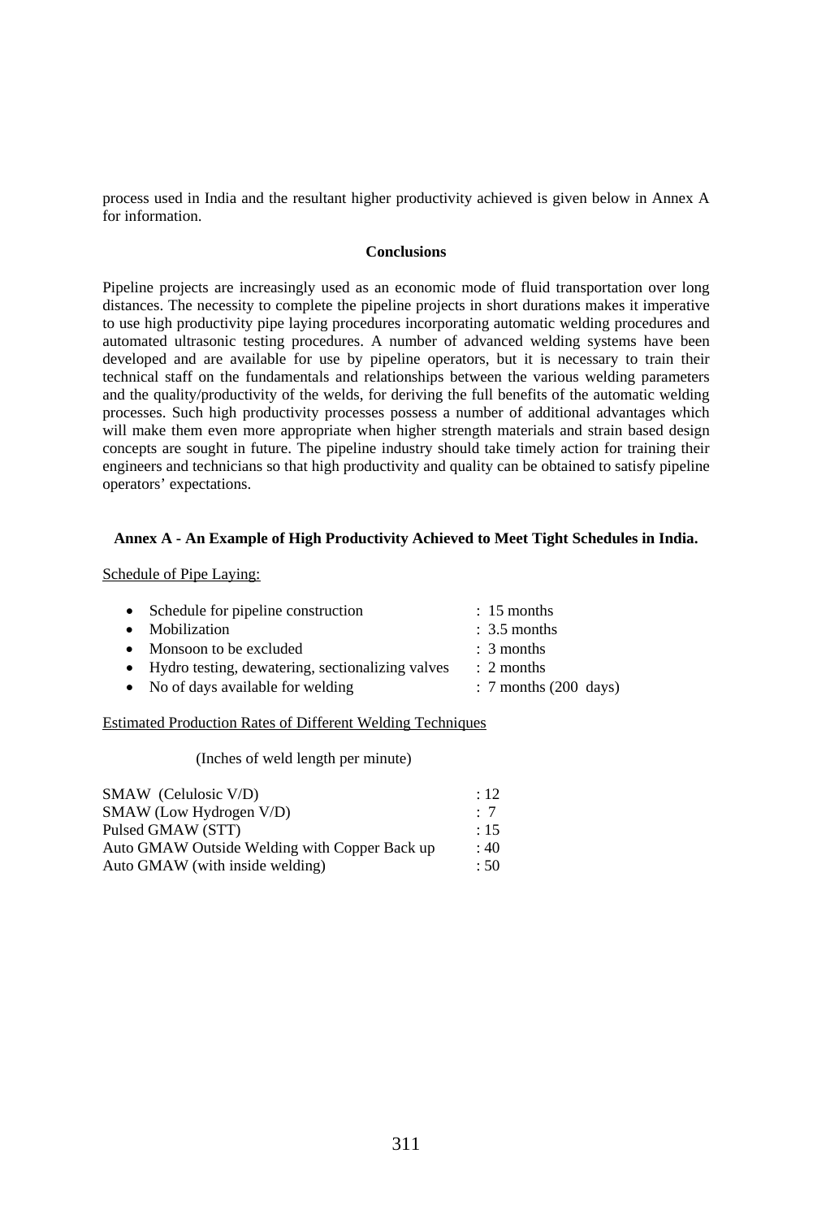process used in India and the resultant higher productivity achieved is given below in Annex A for information.

## Conclusions

Pipeline projects are increasingly used as an economic mode of fluid transportation over long distances. The necessity to complete the pipeline projects in short durations makes it imperative to use high productivity pipe laying procedures incorporating automatic welding procedures and automated ultrasonic testing procedures. A number of advanced welding systems have been developed and are available for use by pipeline operators, but it is necessary to train their technical staff on the fundamentals and relationships between the various welding parameters and the quality/productivity of the welds, for deriving the full benefits of the automatic welding processes. Such high productivity processes possess a number of additional advantages which will make them even more appropriate when higher strength materials and strain based design concepts are sought in future. The pipeline industry should take timely action for training their engineers and technicians so that high productivity and quality can be obtained to satisfy pipeline operators' expectations.

## Annex A - An Example of High Productivity Achieved to Meet Tight Schedules in India.

Schedule of Pipe Laying:

- Schedule for pipeline construction : 15 months
- Mobilization : 3.5 months
- Monsoon to be excluded : 3 months
- Hydro testing, dewatering, sectionalizing valves : 2 months
- No of days available for welding : 7 months (200 days)

Estimated Production Rates of Different Welding Techniques

(Inches of weld length per minute)

| | |
|---|---|
| SMAW (Celulosic V/D) | : 12 |
| SMAW (Low Hydrogen V/D) | : 7 |
| Pulsed GMAW (STT) | : 15 |
| Auto GMAW Outside Welding with Copper Back up | : 40 |
| Auto GMAW (with inside welding) | : 50 |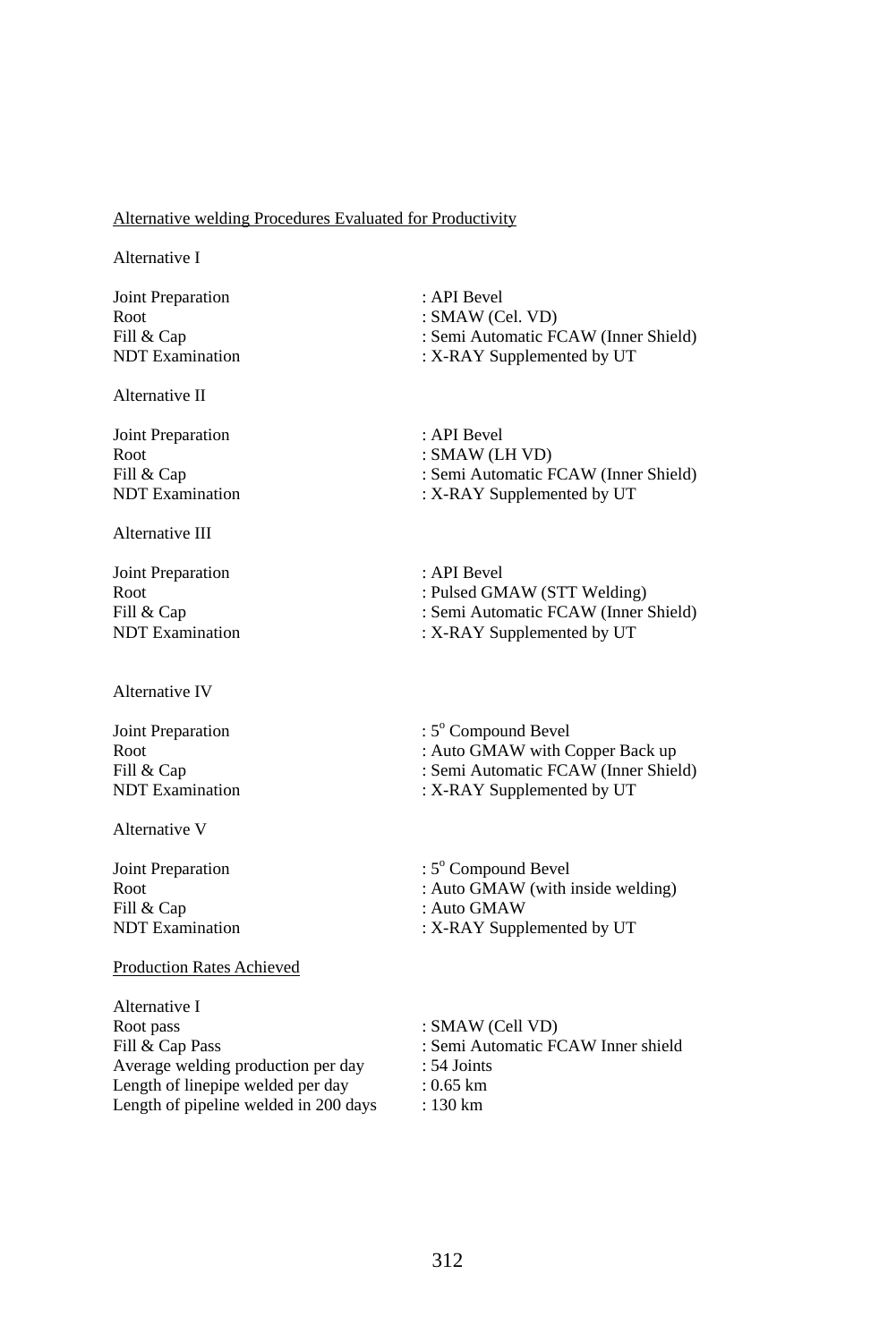<u>Alternative welding Procedures Evaluated for Productivity</u>

Alternative I

| | |
|---|---|
| Joint Preparation | : API Bevel |
| Root | : SMAW (Cel. VD) |
| Fill & Cap | : Semi Automatic FCAW (Inner Shield) |
| NDT Examination | : X-RAY Supplemented by UT |

Alternative II

| | |
|---|---|
| Joint Preparation | : API Bevel |
| Root | : SMAW (LH VD) |
| Fill & Cap | : Semi Automatic FCAW (Inner Shield) |
| NDT Examination | : X-RAY Supplemented by UT |

Alternative III

| | |
|---|---|
| Joint Preparation | : API Bevel |
| Root | : Pulsed GMAW (STT Welding) |
| Fill & Cap | : Semi Automatic FCAW (Inner Shield) |
| NDT Examination | : X-RAY Supplemented by UT |

Alternative IV

| | |
|---|---|
| Joint Preparation | : $5^{o}$ Compound Bevel |
| Root | : Auto GMAW with Copper Back up |
| Fill & Cap | : Semi Automatic FCAW (Inner Shield) |
| NDT Examination | : X-RAY Supplemented by UT |

Alternative V

| | |
|---|---|
| Joint Preparation | : $5^{o}$ Compound Bevel |
| Root | : Auto GMAW (with inside welding) |
| Fill & Cap | : Auto GMAW |
| NDT Examination | : X-RAY Supplemented by UT |

<u>Production Rates Achieved</u>

Alternative I

| | |
|---|---|
| Root pass | : SMAW (Cell VD) |
| Fill & Cap Pass | : Semi Automatic FCAW Inner shield |
| Average welding production per day | : 54 Joints |
| Length of linepipe welded per day | : 0.65 km |
| Length of pipeline welded in 200 days | : 130 km |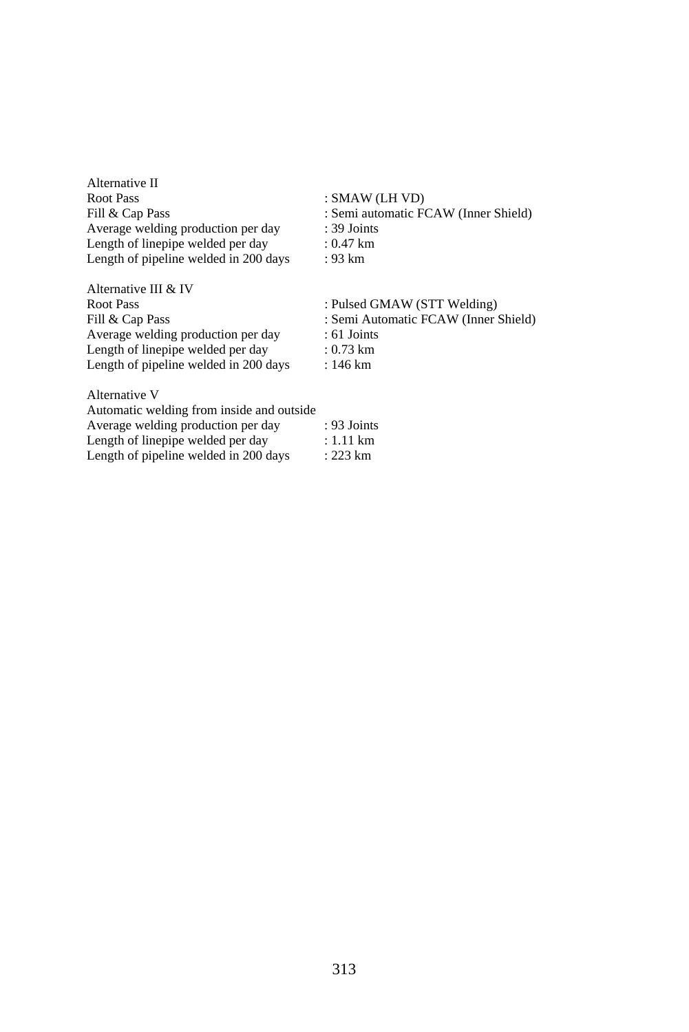Alternative II

| | |
|---|---|
| Root Pass | : SMAW (LH VD) |
| Fill & Cap Pass | : Semi automatic FCAW (Inner Shield) |
| Average welding production per day | : 39 Joints |
| Length of linepipe welded per day | : 0.47 km |
| Length of pipeline welded in 200 days | : 93 km |

Alternative III & IV

| | |
|---|---|
| Root Pass | : Pulsed GMAW (STT Welding) |
| Fill & Cap Pass | : Semi Automatic FCAW (Inner Shield) |
| Average welding production per day | : 61 Joints |
| Length of linepipe welded per day | : 0.73 km |
| Length of pipeline welded in 200 days | : 146 km |

Alternative V

Automatic welding from inside and outside

| | |
|---|---|
| Average welding production per day | : 93 Joints |
| Length of linepipe welded per day | : 1.11 km |
| Length of pipeline welded in 200 days | : 223 km |